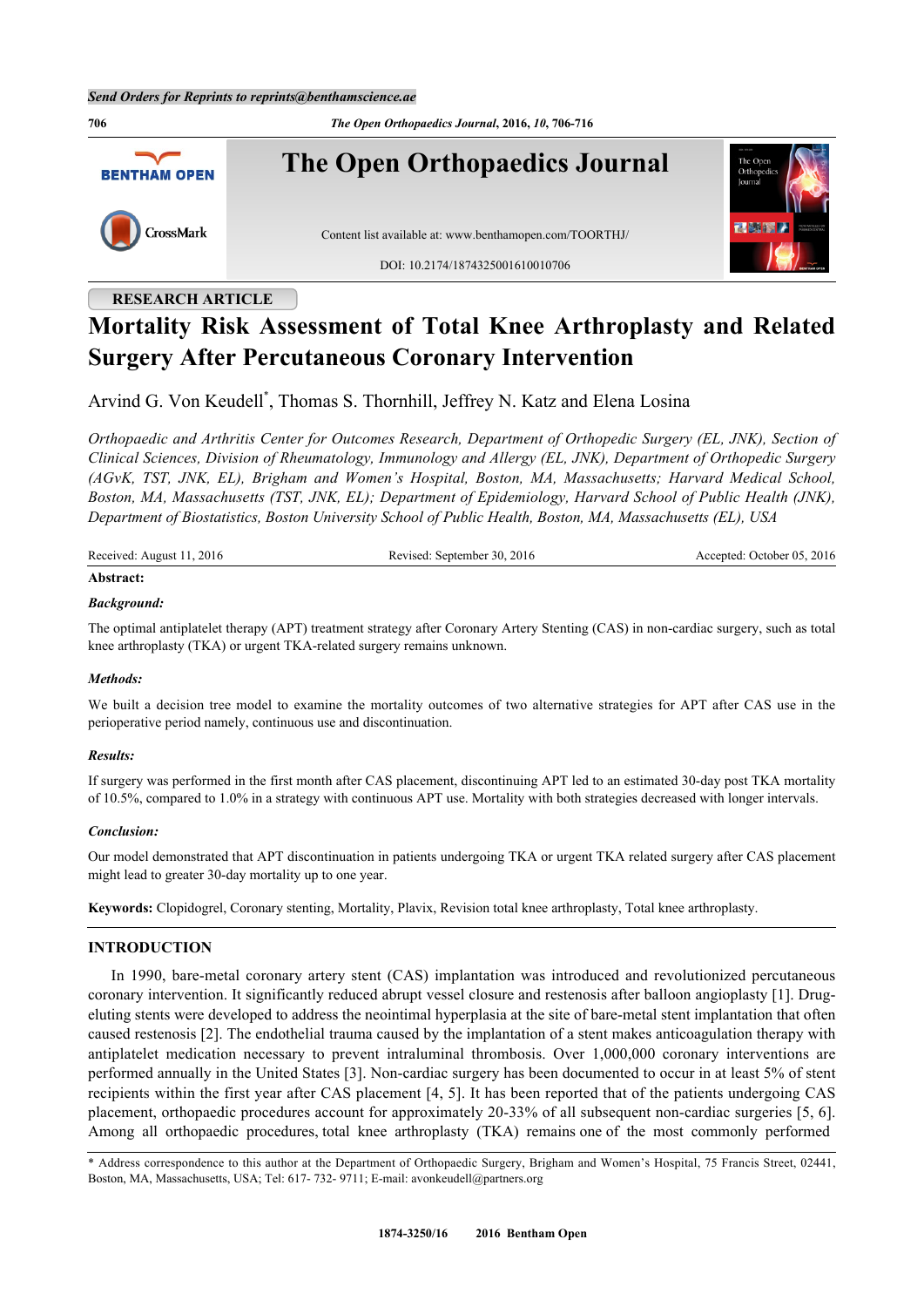Send Orders for Reprints to reprints@benthamscience.ae

# The Open Orthopaedics Journal

Content list available at: www.benthamopen.com/TOORTHJ/

DOI: 10.2174/1874325001610010706

RESEARCH ARTICLE

# Mortality Risk Assessment of Total Knee Arthroplasty and Related Surgery After Percutaneous Coronary Intervention

Arvind G. Von Keudell*, Thomas S. Thornhill, Jeffrey N. Katz and Elena Losina

*Orthopaedic and Arthritis Center for Outcomes Research, Department of Orthopedic Surgery (EL, JNK), Section of Clinical Sciences, Division of Rheumatology, Immunology and Allergy (EL, JNK), Department of Orthopedic Surgery (AGvK, TST, JNK, EL), Brigham and Women's Hospital, Boston, MA, Massachusetts; Harvard Medical School, Boston, MA, Massachusetts (TST, JNK, EL); Department of Epidemiology, Harvard School of Public Health (JNK), Department of Biostatistics, Boston University School of Public Health, Boston, MA, Massachusetts (EL), USA*

Received: August 11, 2016 | Revised: September 30, 2016 | Accepted: October 05, 2016

**Abstract:**

***Background:***

The optimal antiplatelet therapy (APT) treatment strategy after Coronary Artery Stenting (CAS) in non-cardiac surgery, such as total knee arthroplasty (TKA) or urgent TKA-related surgery remains unknown.

***Methods:***

We built a decision tree model to examine the mortality outcomes of two alternative strategies for APT after CAS use in the perioperative period namely, continuous use and discontinuation.

***Results:***

If surgery was performed in the first month after CAS placement, discontinuing APT led to an estimated 30-day post TKA mortality of 10.5%, compared to 1.0% in a strategy with continuous APT use. Mortality with both strategies decreased with longer intervals.

***Conclusion:***

Our model demonstrated that APT discontinuation in patients undergoing TKA or urgent TKA related surgery after CAS placement might lead to greater 30-day mortality up to one year.

**Keywords:** Clopidogrel, Coronary stenting, Mortality, Plavix, Revision total knee arthroplasty, Total knee arthroplasty.

## INTRODUCTION

In 1990, bare-metal coronary artery stent (CAS) implantation was introduced and revolutionized percutaneous coronary intervention. It significantly reduced abrupt vessel closure and restenosis after balloon angioplasty [1]. Drug-eluting stents were developed to address the neointimal hyperplasia at the site of bare-metal stent implantation that often caused restenosis [2]. The endothelial trauma caused by the implantation of a stent makes anticoagulation therapy with antiplatelet medication necessary to prevent intraluminal thrombosis. Over 1,000,000 coronary interventions are performed annually in the United States [3]. Non-cardiac surgery has been documented to occur in at least 5% of stent recipients within the first year after CAS placement [4, 5]. It has been reported that of the patients undergoing CAS placement, orthopaedic procedures account for approximately 20-33% of all subsequent non-cardiac surgeries [5, 6]. Among all orthopaedic procedures, total knee arthroplasty (TKA) remains one of the most commonly performed

\* Address correspondence to this author at the Department of Orthopaedic Surgery, Brigham and Women's Hospital, 75 Francis Street, 02441, Boston, MA, Massachusetts, USA; Tel: 617- 732- 9711; E-mail: avonkeudell@partners.org

1874-3250/16 2016 Bentham Open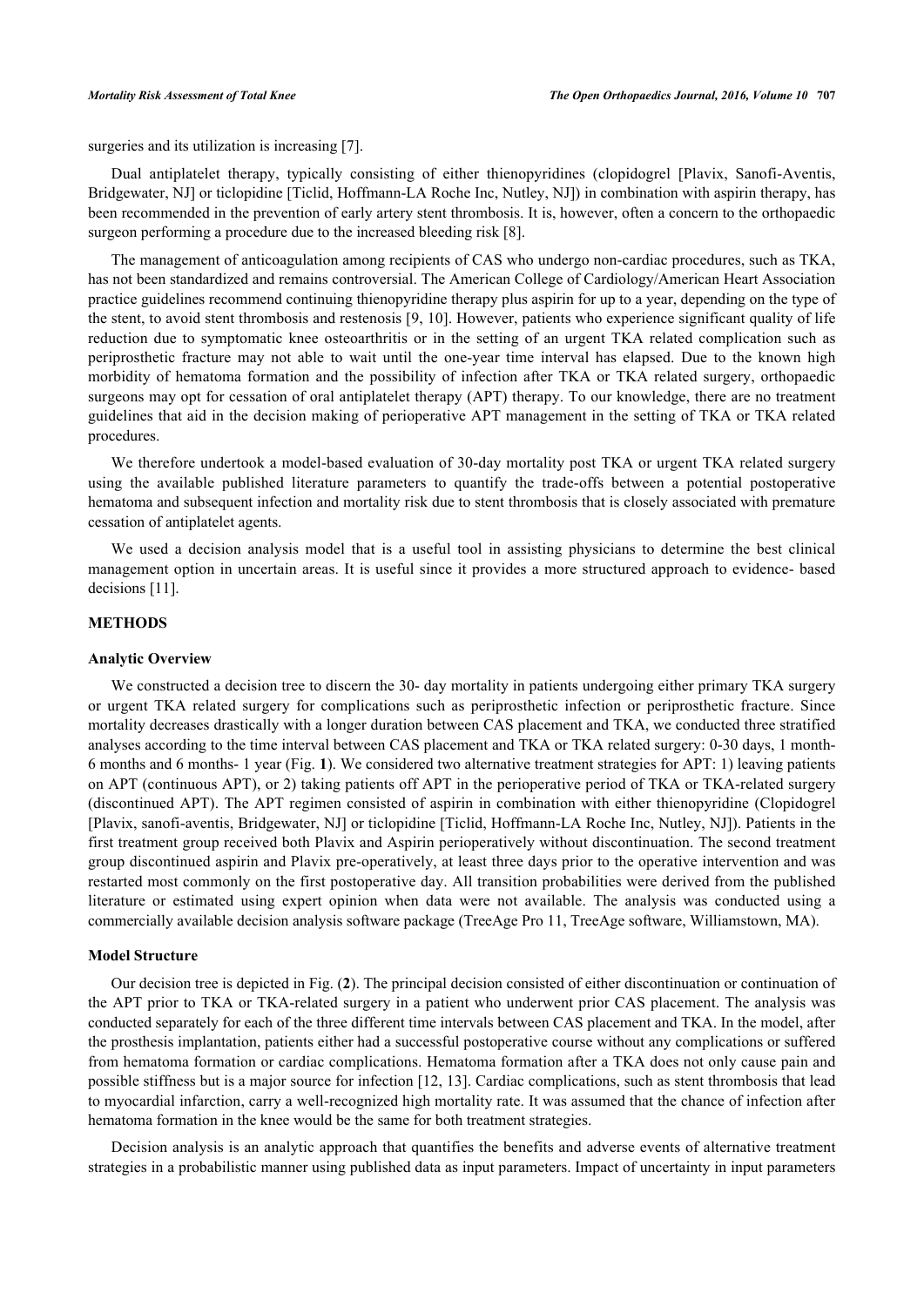surgeries and its utilization is increasing [7].

Dual antiplatelet therapy, typically consisting of either thienopyridines (clopidogrel [Plavix, Sanofi-Aventis, Bridgewater, NJ] or ticlopidine [Ticlid, Hoffmann-LA Roche Inc, Nutley, NJ]) in combination with aspirin therapy, has been recommended in the prevention of early artery stent thrombosis. It is, however, often a concern to the orthopaedic surgeon performing a procedure due to the increased bleeding risk [8].

The management of anticoagulation among recipients of CAS who undergo non-cardiac procedures, such as TKA, has not been standardized and remains controversial. The American College of Cardiology/American Heart Association practice guidelines recommend continuing thienopyridine therapy plus aspirin for up to a year, depending on the type of the stent, to avoid stent thrombosis and restenosis [9, 10]. However, patients who experience significant quality of life reduction due to symptomatic knee osteoarthritis or in the setting of an urgent TKA related complication such as periprosthetic fracture may not able to wait until the one-year time interval has elapsed. Due to the known high morbidity of hematoma formation and the possibility of infection after TKA or TKA related surgery, orthopaedic surgeons may opt for cessation of oral antiplatelet therapy (APT) therapy. To our knowledge, there are no treatment guidelines that aid in the decision making of perioperative APT management in the setting of TKA or TKA related procedures.

We therefore undertook a model-based evaluation of 30-day mortality post TKA or urgent TKA related surgery using the available published literature parameters to quantify the trade-offs between a potential postoperative hematoma and subsequent infection and mortality risk due to stent thrombosis that is closely associated with premature cessation of antiplatelet agents.

We used a decision analysis model that is a useful tool in assisting physicians to determine the best clinical management option in uncertain areas. It is useful since it provides a more structured approach to evidence- based decisions [11].

## METHODS

### Analytic Overview

We constructed a decision tree to discern the 30- day mortality in patients undergoing either primary TKA surgery or urgent TKA related surgery for complications such as periprosthetic infection or periprosthetic fracture. Since mortality decreases drastically with a longer duration between CAS placement and TKA, we conducted three stratified analyses according to the time interval between CAS placement and TKA or TKA related surgery: 0-30 days, 1 month-6 months and 6 months- 1 year (Fig. **1**). We considered two alternative treatment strategies for APT: 1) leaving patients on APT (continuous APT), or 2) taking patients off APT in the perioperative period of TKA or TKA-related surgery (discontinued APT). The APT regimen consisted of aspirin in combination with either thienopyridine (Clopidogrel [Plavix, sanofi-aventis, Bridgewater, NJ] or ticlopidine [Ticlid, Hoffmann-LA Roche Inc, Nutley, NJ]). Patients in the first treatment group received both Plavix and Aspirin perioperatively without discontinuation. The second treatment group discontinued aspirin and Plavix pre-operatively, at least three days prior to the operative intervention and was restarted most commonly on the first postoperative day. All transition probabilities were derived from the published literature or estimated using expert opinion when data were not available. The analysis was conducted using a commercially available decision analysis software package (TreeAge Pro 11, TreeAge software, Williamstown, MA).

### Model Structure

Our decision tree is depicted in Fig. (**2**). The principal decision consisted of either discontinuation or continuation of the APT prior to TKA or TKA-related surgery in a patient who underwent prior CAS placement. The analysis was conducted separately for each of the three different time intervals between CAS placement and TKA. In the model, after the prosthesis implantation, patients either had a successful postoperative course without any complications or suffered from hematoma formation or cardiac complications. Hematoma formation after a TKA does not only cause pain and possible stiffness but is a major source for infection [12, 13]. Cardiac complications, such as stent thrombosis that lead to myocardial infarction, carry a well-recognized high mortality rate. It was assumed that the chance of infection after hematoma formation in the knee would be the same for both treatment strategies.

Decision analysis is an analytic approach that quantifies the benefits and adverse events of alternative treatment strategies in a probabilistic manner using published data as input parameters. Impact of uncertainty in input parameters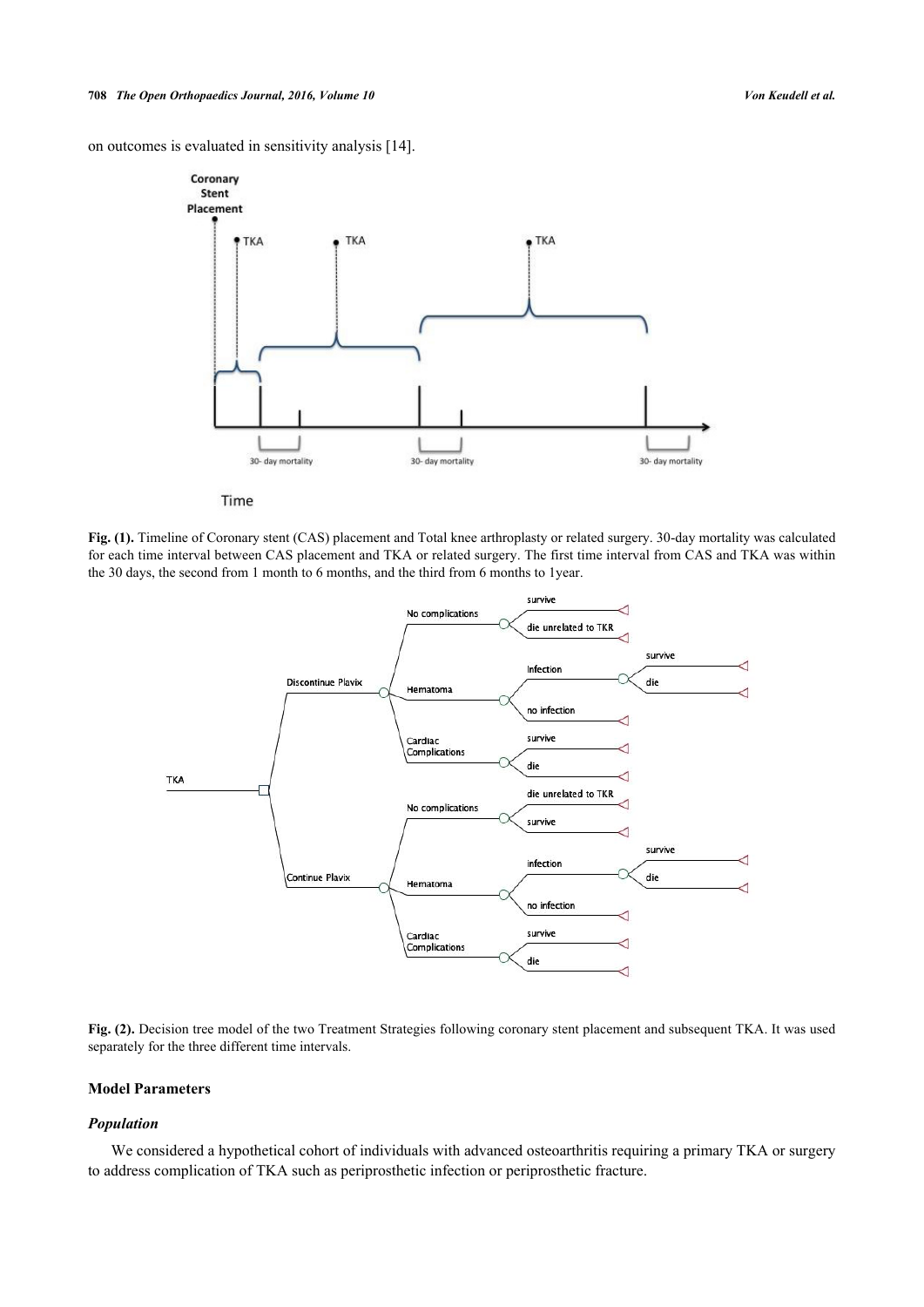on outcomes is evaluated in sensitivity analysis [14].

**Fig. (1).** Timeline of Coronary stent (CAS) placement and Total knee arthroplasty or related surgery. 30-day mortality was calculated for each time interval between CAS placement and TKA or related surgery. The first time interval from CAS and TKA was within the 30 days, the second from 1 month to 6 months, and the third from 6 months to 1year.

**Fig. (2).** Decision tree model of the two Treatment Strategies following coronary stent placement and subsequent TKA. It was used separately for the three different time intervals.

### Model Parameters

#### *Population*

We considered a hypothetical cohort of individuals with advanced osteoarthritis requiring a primary TKA or surgery to address complication of TKA such as periprosthetic infection or periprosthetic fracture.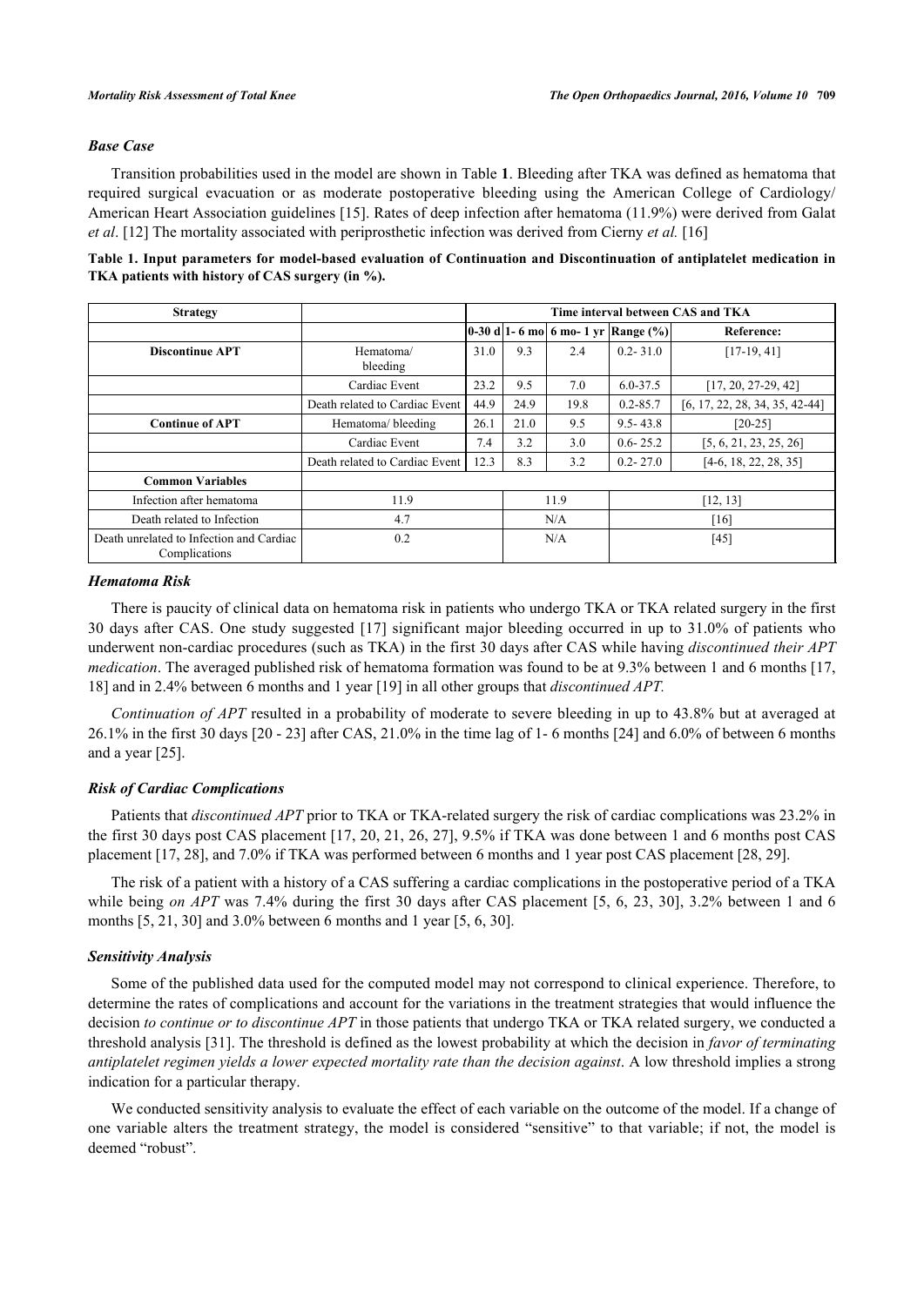### *Base Case*

Transition probabilities used in the model are shown in Table **1**. Bleeding after TKA was defined as hematoma that required surgical evacuation or as moderate postoperative bleeding using the American College of Cardiology/ American Heart Association guidelines [15]. Rates of deep infection after hematoma (11.9%) were derived from Galat *et al*. [12] The mortality associated with periprosthetic infection was derived from Cierny *et al.* [16]

**Table 1. Input parameters for model-based evaluation of Continuation and Discontinuation of antiplatelet medication in TKA patients with history of CAS surgery (in %).**

| Strategy | | Time interval between CAS and TKA | | | | |
|---|---|---|---|---|---|---|
| | | 0-30 d | 1- 6 mo | 6 mo- 1 yr | Range (%) | Reference: |
| **Discontinue APT** | Hematoma/ bleeding | 31.0 | 9.3 | 2.4 | 0.2- 31.0 | [17-19, 41] |
| | Cardiac Event | 23.2 | 9.5 | 7.0 | 6.0-37.5 | [17, 20, 27-29, 42] |
| | Death related to Cardiac Event | 44.9 | 24.9 | 19.8 | 0.2-85.7 | [6, 17, 22, 28, 34, 35, 42-44] |
| **Continue of APT** | Hematoma/ bleeding | 26.1 | 21.0 | 9.5 | 9.5- 43.8 | [20-25] |
| | Cardiac Event | 7.4 | 3.2 | 3.0 | 0.6- 25.2 | [5, 6, 21, 23, 25, 26] |
| | Death related to Cardiac Event | 12.3 | 8.3 | 3.2 | 0.2- 27.0 | [4-6, 18, 22, 28, 35] |
| **Common Variables** | | | | | | |
| Infection after hematoma | 11.9 | | 11.9 | | [12, 13] | |
| Death related to Infection | 4.7 | | N/A | | [16] | |
| Death unrelated to Infection and Cardiac Complications | 0.2 | | N/A | | [45] | |

### *Hematoma Risk*

There is paucity of clinical data on hematoma risk in patients who undergo TKA or TKA related surgery in the first 30 days after CAS. One study suggested [17] significant major bleeding occurred in up to 31.0% of patients who underwent non-cardiac procedures (such as TKA) in the first 30 days after CAS while having *discontinued their APT medication*. The averaged published risk of hematoma formation was found to be at 9.3% between 1 and 6 months [17, 18] and in 2.4% between 6 months and 1 year [19] in all other groups that *discontinued APT.*

*Continuation of APT* resulted in a probability of moderate to severe bleeding in up to 43.8% but at averaged at 26.1% in the first 30 days [20 - 23] after CAS, 21.0% in the time lag of 1- 6 months [24] and 6.0% of between 6 months and a year [25].

### *Risk of Cardiac Complications*

Patients that *discontinued APT* prior to TKA or TKA-related surgery the risk of cardiac complications was 23.2% in the first 30 days post CAS placement [17, 20, 21, 26, 27], 9.5% if TKA was done between 1 and 6 months post CAS placement [17, 28], and 7.0% if TKA was performed between 6 months and 1 year post CAS placement [28, 29].

The risk of a patient with a history of a CAS suffering a cardiac complications in the postoperative period of a TKA while being *on APT* was 7.4% during the first 30 days after CAS placement [5, 6, 23, 30], 3.2% between 1 and 6 months [5, 21, 30] and 3.0% between 6 months and 1 year [5, 6, 30].

### *Sensitivity Analysis*

Some of the published data used for the computed model may not correspond to clinical experience. Therefore, to determine the rates of complications and account for the variations in the treatment strategies that would influence the decision *to continue or to discontinue APT* in those patients that undergo TKA or TKA related surgery, we conducted a threshold analysis [31]. The threshold is defined as the lowest probability at which the decision in *favor of terminating antiplatelet regimen yields a lower expected mortality rate than the decision against*. A low threshold implies a strong indication for a particular therapy.

We conducted sensitivity analysis to evaluate the effect of each variable on the outcome of the model. If a change of one variable alters the treatment strategy, the model is considered "sensitive" to that variable; if not, the model is deemed "robust".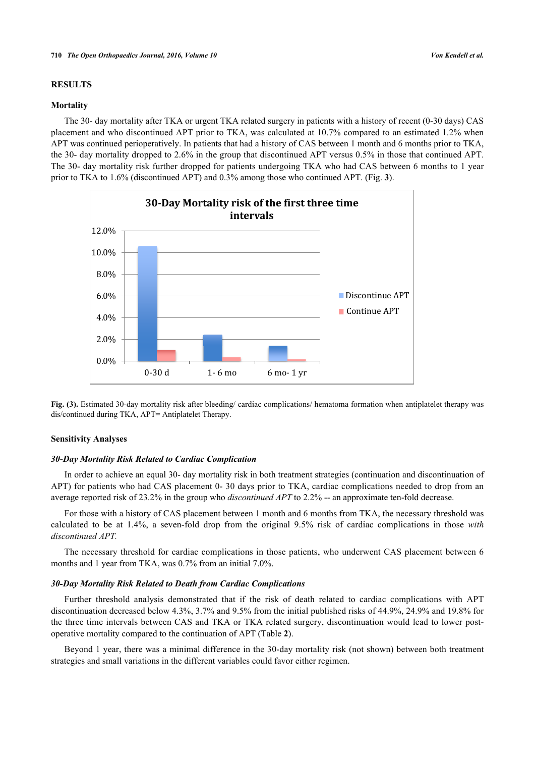## RESULTS

### Mortality

The 30- day mortality after TKA or urgent TKA related surgery in patients with a history of recent (0-30 days) CAS placement and who discontinued APT prior to TKA, was calculated at 10.7% compared to an estimated 1.2% when APT was continued perioperatively. In patients that had a history of CAS between 1 month and 6 months prior to TKA, the 30- day mortality dropped to 2.6% in the group that discontinued APT versus 0.5% in those that continued APT. The 30- day mortality risk further dropped for patients undergoing TKA who had CAS between 6 months to 1 year prior to TKA to 1.6% (discontinued APT) and 0.3% among those who continued APT. (Fig. **3**).

**Fig. (3).** Estimated 30-day mortality risk after bleeding/ cardiac complications/ hematoma formation when antiplatelet therapy was dis/continued during TKA, APT= Antiplatelet Therapy.

### Sensitivity Analyses

#### *30-Day Mortality Risk Related to Cardiac Complication*

In order to achieve an equal 30- day mortality risk in both treatment strategies (continuation and discontinuation of APT) for patients who had CAS placement 0- 30 days prior to TKA, cardiac complications needed to drop from an average reported risk of 23.2% in the group who *discontinued APT* to 2.2% -- an approximate ten-fold decrease.

For those with a history of CAS placement between 1 month and 6 months from TKA, the necessary threshold was calculated to be at 1.4%, a seven-fold drop from the original 9.5% risk of cardiac complications in those *with discontinued APT.*

The necessary threshold for cardiac complications in those patients, who underwent CAS placement between 6 months and 1 year from TKA, was 0.7% from an initial 7.0%.

#### *30-Day Mortality Risk Related to Death from Cardiac Complications*

Further threshold analysis demonstrated that if the risk of death related to cardiac complications with APT discontinuation decreased below 4.3%, 3.7% and 9.5% from the initial published risks of 44.9%, 24.9% and 19.8% for the three time intervals between CAS and TKA or TKA related surgery, discontinuation would lead to lower post-operative mortality compared to the continuation of APT (Table **2**).

Beyond 1 year, there was a minimal difference in the 30-day mortality risk (not shown) between both treatment strategies and small variations in the different variables could favor either regimen.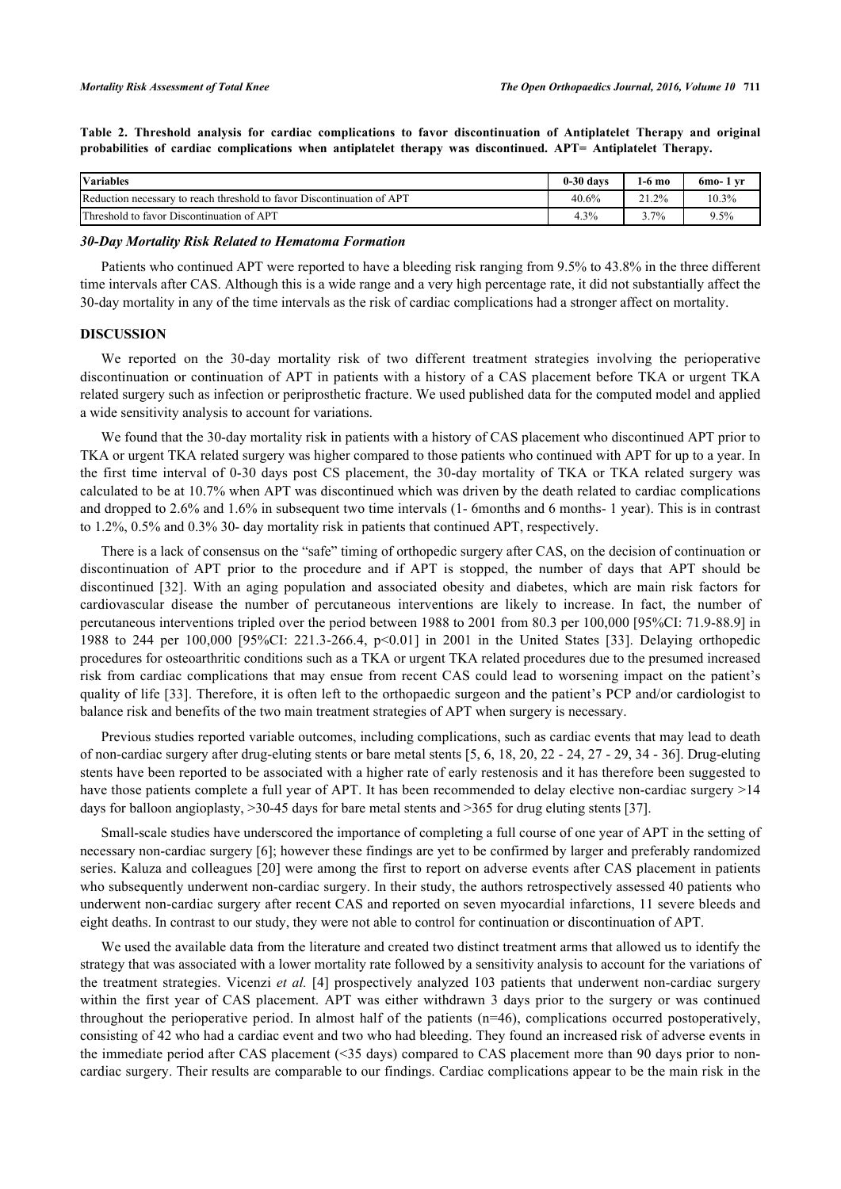**Table 2. Threshold analysis for cardiac complications to favor discontinuation of Antiplatelet Therapy and original probabilities of cardiac complications when antiplatelet therapy was discontinued. APT= Antiplatelet Therapy.**

| Variables | 0-30 days | 1-6 mo | 6mo- 1 yr |
|---|---|---|---|
| Reduction necessary to reach threshold to favor Discontinuation of APT | 40.6% | 21.2% | 10.3% |
| Threshold to favor Discontinuation of APT | 4.3% | 3.7% | 9.5% |

### *30-Day Mortality Risk Related to Hematoma Formation*

Patients who continued APT were reported to have a bleeding risk ranging from 9.5% to 43.8% in the three different time intervals after CAS. Although this is a wide range and a very high percentage rate, it did not substantially affect the 30-day mortality in any of the time intervals as the risk of cardiac complications had a stronger affect on mortality.

## DISCUSSION

We reported on the 30-day mortality risk of two different treatment strategies involving the perioperative discontinuation or continuation of APT in patients with a history of a CAS placement before TKA or urgent TKA related surgery such as infection or periprosthetic fracture. We used published data for the computed model and applied a wide sensitivity analysis to account for variations.

We found that the 30-day mortality risk in patients with a history of CAS placement who discontinued APT prior to TKA or urgent TKA related surgery was higher compared to those patients who continued with APT for up to a year. In the first time interval of 0-30 days post CS placement, the 30-day mortality of TKA or TKA related surgery was calculated to be at 10.7% when APT was discontinued which was driven by the death related to cardiac complications and dropped to 2.6% and 1.6% in subsequent two time intervals (1- 6months and 6 months- 1 year). This is in contrast to 1.2%, 0.5% and 0.3% 30- day mortality risk in patients that continued APT, respectively.

There is a lack of consensus on the "safe" timing of orthopedic surgery after CAS, on the decision of continuation or discontinuation of APT prior to the procedure and if APT is stopped, the number of days that APT should be discontinued [32]. With an aging population and associated obesity and diabetes, which are main risk factors for cardiovascular disease the number of percutaneous interventions are likely to increase. In fact, the number of percutaneous interventions tripled over the period between 1988 to 2001 from 80.3 per 100,000 [95%CI: 71.9-88.9] in 1988 to 244 per 100,000 [95%CI: 221.3-266.4, p<0.01] in 2001 in the United States [33]. Delaying orthopedic procedures for osteoarthritic conditions such as a TKA or urgent TKA related procedures due to the presumed increased risk from cardiac complications that may ensue from recent CAS could lead to worsening impact on the patient's quality of life [33]. Therefore, it is often left to the orthopaedic surgeon and the patient's PCP and/or cardiologist to balance risk and benefits of the two main treatment strategies of APT when surgery is necessary.

Previous studies reported variable outcomes, including complications, such as cardiac events that may lead to death of non-cardiac surgery after drug-eluting stents or bare metal stents [5, 6, 18, 20, 22 - 24, 27 - 29, 34 - 36]. Drug-eluting stents have been reported to be associated with a higher rate of early restenosis and it has therefore been suggested to have those patients complete a full year of APT. It has been recommended to delay elective non-cardiac surgery >14 days for balloon angioplasty, >30-45 days for bare metal stents and >365 for drug eluting stents [37].

Small-scale studies have underscored the importance of completing a full course of one year of APT in the setting of necessary non-cardiac surgery [6]; however these findings are yet to be confirmed by larger and preferably randomized series. Kaluza and colleagues [20] were among the first to report on adverse events after CAS placement in patients who subsequently underwent non-cardiac surgery. In their study, the authors retrospectively assessed 40 patients who underwent non-cardiac surgery after recent CAS and reported on seven myocardial infarctions, 11 severe bleeds and eight deaths. In contrast to our study, they were not able to control for continuation or discontinuation of APT.

We used the available data from the literature and created two distinct treatment arms that allowed us to identify the strategy that was associated with a lower mortality rate followed by a sensitivity analysis to account for the variations of the treatment strategies. Vicenzi *et al.* [4] prospectively analyzed 103 patients that underwent non-cardiac surgery within the first year of CAS placement. APT was either withdrawn 3 days prior to the surgery or was continued throughout the perioperative period. In almost half of the patients (n=46), complications occurred postoperatively, consisting of 42 who had a cardiac event and two who had bleeding. They found an increased risk of adverse events in the immediate period after CAS placement (<35 days) compared to CAS placement more than 90 days prior to non-cardiac surgery. Their results are comparable to our findings. Cardiac complications appear to be the main risk in the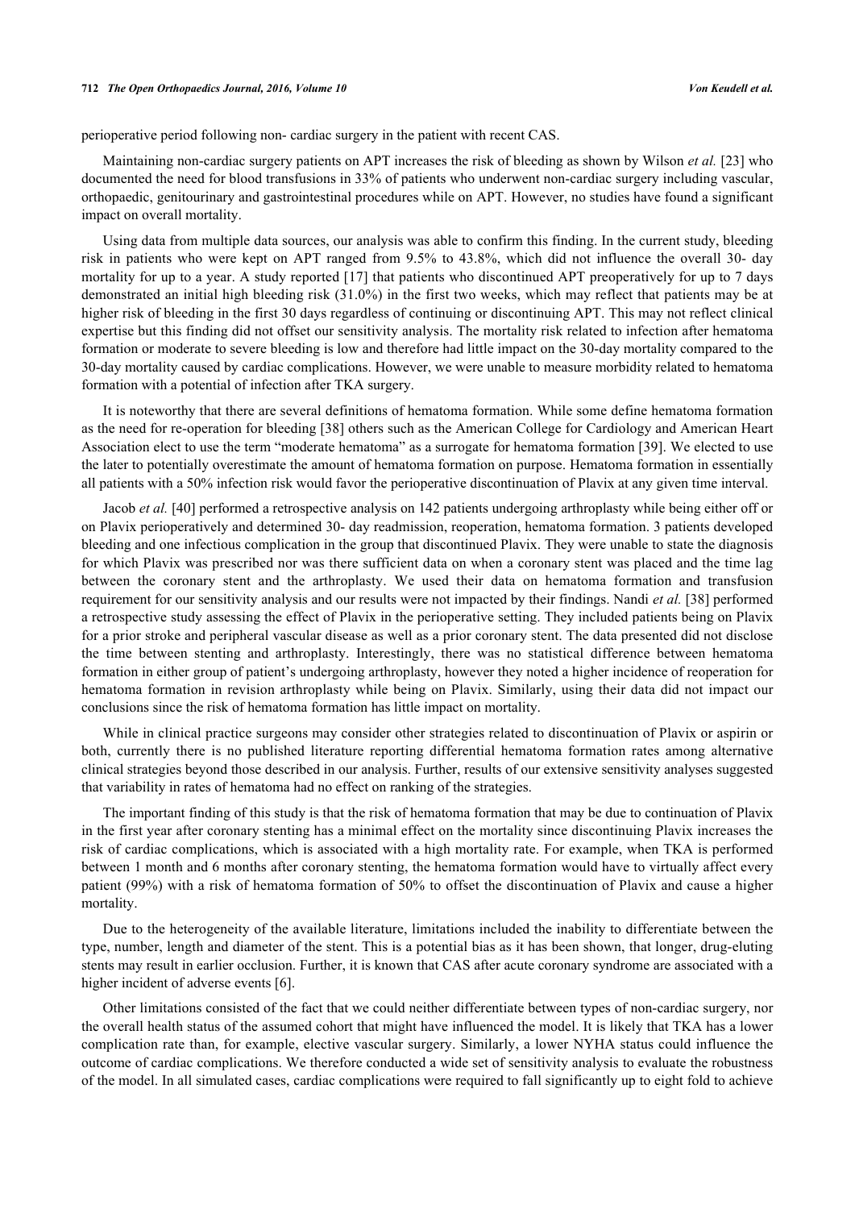perioperative period following non- cardiac surgery in the patient with recent CAS.

Maintaining non-cardiac surgery patients on APT increases the risk of bleeding as shown by Wilson *et al.* [23] who documented the need for blood transfusions in 33% of patients who underwent non-cardiac surgery including vascular, orthopaedic, genitourinary and gastrointestinal procedures while on APT. However, no studies have found a significant impact on overall mortality.

Using data from multiple data sources, our analysis was able to confirm this finding. In the current study, bleeding risk in patients who were kept on APT ranged from 9.5% to 43.8%, which did not influence the overall 30- day mortality for up to a year. A study reported [17] that patients who discontinued APT preoperatively for up to 7 days demonstrated an initial high bleeding risk (31.0%) in the first two weeks, which may reflect that patients may be at higher risk of bleeding in the first 30 days regardless of continuing or discontinuing APT. This may not reflect clinical expertise but this finding did not offset our sensitivity analysis. The mortality risk related to infection after hematoma formation or moderate to severe bleeding is low and therefore had little impact on the 30-day mortality compared to the 30-day mortality caused by cardiac complications. However, we were unable to measure morbidity related to hematoma formation with a potential of infection after TKA surgery.

It is noteworthy that there are several definitions of hematoma formation. While some define hematoma formation as the need for re-operation for bleeding [38] others such as the American College for Cardiology and American Heart Association elect to use the term "moderate hematoma" as a surrogate for hematoma formation [39]. We elected to use the later to potentially overestimate the amount of hematoma formation on purpose. Hematoma formation in essentially all patients with a 50% infection risk would favor the perioperative discontinuation of Plavix at any given time interval.

Jacob *et al.* [40] performed a retrospective analysis on 142 patients undergoing arthroplasty while being either off or on Plavix perioperatively and determined 30- day readmission, reoperation, hematoma formation. 3 patients developed bleeding and one infectious complication in the group that discontinued Plavix. They were unable to state the diagnosis for which Plavix was prescribed nor was there sufficient data on when a coronary stent was placed and the time lag between the coronary stent and the arthroplasty. We used their data on hematoma formation and transfusion requirement for our sensitivity analysis and our results were not impacted by their findings. Nandi *et al.* [38] performed a retrospective study assessing the effect of Plavix in the perioperative setting. They included patients being on Plavix for a prior stroke and peripheral vascular disease as well as a prior coronary stent. The data presented did not disclose the time between stenting and arthroplasty. Interestingly, there was no statistical difference between hematoma formation in either group of patient's undergoing arthroplasty, however they noted a higher incidence of reoperation for hematoma formation in revision arthroplasty while being on Plavix. Similarly, using their data did not impact our conclusions since the risk of hematoma formation has little impact on mortality.

While in clinical practice surgeons may consider other strategies related to discontinuation of Plavix or aspirin or both, currently there is no published literature reporting differential hematoma formation rates among alternative clinical strategies beyond those described in our analysis. Further, results of our extensive sensitivity analyses suggested that variability in rates of hematoma had no effect on ranking of the strategies.

The important finding of this study is that the risk of hematoma formation that may be due to continuation of Plavix in the first year after coronary stenting has a minimal effect on the mortality since discontinuing Plavix increases the risk of cardiac complications, which is associated with a high mortality rate. For example, when TKA is performed between 1 month and 6 months after coronary stenting, the hematoma formation would have to virtually affect every patient (99%) with a risk of hematoma formation of 50% to offset the discontinuation of Plavix and cause a higher mortality.

Due to the heterogeneity of the available literature, limitations included the inability to differentiate between the type, number, length and diameter of the stent. This is a potential bias as it has been shown, that longer, drug-eluting stents may result in earlier occlusion. Further, it is known that CAS after acute coronary syndrome are associated with a higher incident of adverse events [6].

Other limitations consisted of the fact that we could neither differentiate between types of non-cardiac surgery, nor the overall health status of the assumed cohort that might have influenced the model. It is likely that TKA has a lower complication rate than, for example, elective vascular surgery. Similarly, a lower NYHA status could influence the outcome of cardiac complications. We therefore conducted a wide set of sensitivity analysis to evaluate the robustness of the model. In all simulated cases, cardiac complications were required to fall significantly up to eight fold to achieve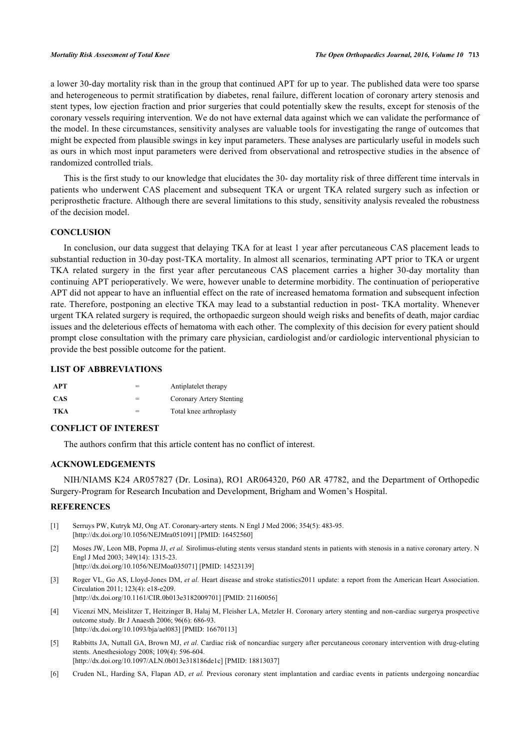a lower 30-day mortality risk than in the group that continued APT for up to year. The published data were too sparse and heterogeneous to permit stratification by diabetes, renal failure, different location of coronary artery stenosis and stent types, low ejection fraction and prior surgeries that could potentially skew the results, except for stenosis of the coronary vessels requiring intervention. We do not have external data against which we can validate the performance of the model. In these circumstances, sensitivity analyses are valuable tools for investigating the range of outcomes that might be expected from plausible swings in key input parameters. These analyses are particularly useful in models such as ours in which most input parameters were derived from observational and retrospective studies in the absence of randomized controlled trials.

This is the first study to our knowledge that elucidates the 30- day mortality risk of three different time intervals in patients who underwent CAS placement and subsequent TKA or urgent TKA related surgery such as infection or periprosthetic fracture. Although there are several limitations to this study, sensitivity analysis revealed the robustness of the decision model.

## CONCLUSION

In conclusion, our data suggest that delaying TKA for at least 1 year after percutaneous CAS placement leads to substantial reduction in 30-day post-TKA mortality. In almost all scenarios, terminating APT prior to TKA or urgent TKA related surgery in the first year after percutaneous CAS placement carries a higher 30-day mortality than continuing APT perioperatively. We were, however unable to determine morbidity. The continuation of perioperative APT did not appear to have an influential effect on the rate of increased hematoma formation and subsequent infection rate. Therefore, postponing an elective TKA may lead to a substantial reduction in post- TKA mortality. Whenever urgent TKA related surgery is required, the orthopaedic surgeon should weigh risks and benefits of death, major cardiac issues and the deleterious effects of hematoma with each other. The complexity of this decision for every patient should prompt close consultation with the primary care physician, cardiologist and/or cardiologic interventional physician to provide the best possible outcome for the patient.

## LIST OF ABBREVIATIONS

| | | |
|---|---|---|
| **APT** | = | Antiplatelet therapy |
| **CAS** | = | Coronary Artery Stenting |
| **TKA** | = | Total knee arthroplasty |

## CONFLICT OF INTEREST

The authors confirm that this article content has no conflict of interest.

## ACKNOWLEDGEMENTS

NIH/NIAMS K24 AR057827 (Dr. Losina), RO1 AR064320, P60 AR 47782, and the Department of Orthopedic Surgery-Program for Research Incubation and Development, Brigham and Women's Hospital.

## REFERENCES

[1] Serruys PW, Kutryk MJ, Ong AT. Coronary-artery stents. N Engl J Med 2006; 354(5): 483-95. [http://dx.doi.org/10.1056/NEJMra051091] [PMID: 16452560]

[2] Moses JW, Leon MB, Popma JJ, *et al.* Sirolimus-eluting stents versus standard stents in patients with stenosis in a native coronary artery. N Engl J Med 2003; 349(14): 1315-23. [http://dx.doi.org/10.1056/NEJMoa035071] [PMID: 14523139]

[3] Roger VL, Go AS, Lloyd-Jones DM, *et al.* Heart disease and stroke statistics2011 update: a report from the American Heart Association. Circulation 2011; 123(4): e18-e209. [http://dx.doi.org/10.1161/CIR.0b013e3182009701] [PMID: 21160056]

[4] Vicenzi MN, Meislitzer T, Heitzinger B, Halaj M, Fleisher LA, Metzler H. Coronary artery stenting and non-cardiac surgerya prospective outcome study. Br J Anaesth 2006; 96(6): 686-93. [http://dx.doi.org/10.1093/bja/ael083] [PMID: 16670113]

[5] Rabbitts JA, Nuttall GA, Brown MJ, *et al.* Cardiac risk of noncardiac surgery after percutaneous coronary intervention with drug-eluting stents. Anesthesiology 2008; 109(4): 596-604. [http://dx.doi.org/10.1097/ALN.0b013e318186de1c] [PMID: 18813037]

[6] Cruden NL, Harding SA, Flapan AD, *et al.* Previous coronary stent implantation and cardiac events in patients undergoing noncardiac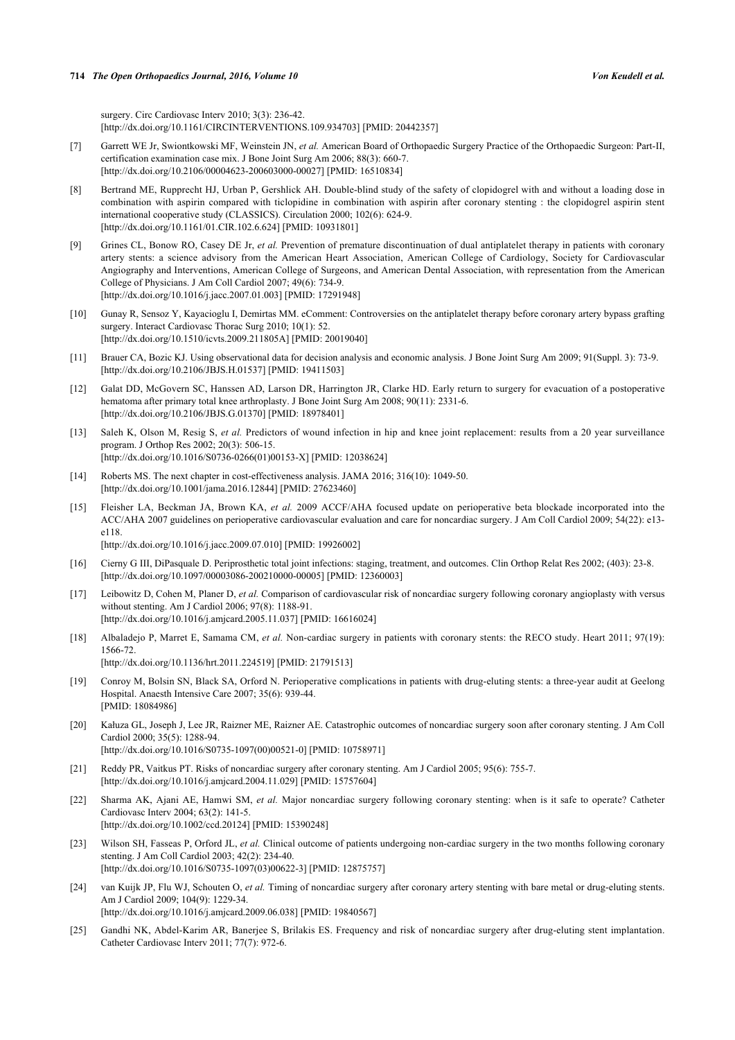surgery. Circ Cardiovasc Interv 2010; 3(3): 236-42.
[http://dx.doi.org/10.1161/CIRCINTERVENTIONS.109.934703] [PMID: 20442357]

[7] Garrett WE Jr, Swiontkowski MF, Weinstein JN, *et al.* American Board of Orthopaedic Surgery Practice of the Orthopaedic Surgeon: Part-II, certification examination case mix. J Bone Joint Surg Am 2006; 88(3): 660-7.
[http://dx.doi.org/10.2106/00004623-200603000-00027] [PMID: 16510834]

[8] Bertrand ME, Rupprecht HJ, Urban P, Gershlick AH. Double-blind study of the safety of clopidogrel with and without a loading dose in combination with aspirin compared with ticlopidine in combination with aspirin after coronary stenting : the clopidogrel aspirin stent international cooperative study (CLASSICS). Circulation 2000; 102(6): 624-9.
[http://dx.doi.org/10.1161/01.CIR.102.6.624] [PMID: 10931801]

[9] Grines CL, Bonow RO, Casey DE Jr, *et al.* Prevention of premature discontinuation of dual antiplatelet therapy in patients with coronary artery stents: a science advisory from the American Heart Association, American College of Cardiology, Society for Cardiovascular Angiography and Interventions, American College of Surgeons, and American Dental Association, with representation from the American College of Physicians. J Am Coll Cardiol 2007; 49(6): 734-9.
[http://dx.doi.org/10.1016/j.jacc.2007.01.003] [PMID: 17291948]

[10] Gunay R, Sensoz Y, Kayacioglu I, Demirtas MM. eComment: Controversies on the antiplatelet therapy before coronary artery bypass grafting surgery. Interact Cardiovasc Thorac Surg 2010; 10(1): 52.
[http://dx.doi.org/10.1510/icvts.2009.211805A] [PMID: 20019040]

[11] Brauer CA, Bozic KJ. Using observational data for decision analysis and economic analysis. J Bone Joint Surg Am 2009; 91(Suppl. 3): 73-9.
[http://dx.doi.org/10.2106/JBJS.H.01537] [PMID: 19411503]

[12] Galat DD, McGovern SC, Hanssen AD, Larson DR, Harrington JR, Clarke HD. Early return to surgery for evacuation of a postoperative hematoma after primary total knee arthroplasty. J Bone Joint Surg Am 2008; 90(11): 2331-6.
[http://dx.doi.org/10.2106/JBJS.G.01370] [PMID: 18978401]

[13] Saleh K, Olson M, Resig S, *et al.* Predictors of wound infection in hip and knee joint replacement: results from a 20 year surveillance program. J Orthop Res 2002; 20(3): 506-15.
[http://dx.doi.org/10.1016/S0736-0266(01)00153-X] [PMID: 12038624]

[14] Roberts MS. The next chapter in cost-effectiveness analysis. JAMA 2016; 316(10): 1049-50.
[http://dx.doi.org/10.1001/jama.2016.12844] [PMID: 27623460]

[15] Fleisher LA, Beckman JA, Brown KA, *et al.* 2009 ACCF/AHA focused update on perioperative beta blockade incorporated into the ACC/AHA 2007 guidelines on perioperative cardiovascular evaluation and care for noncardiac surgery. J Am Coll Cardiol 2009; 54(22): e13-e118.
[http://dx.doi.org/10.1016/j.jacc.2009.07.010] [PMID: 19926002]

[16] Cierny G III, DiPasquale D. Periprosthetic total joint infections: staging, treatment, and outcomes. Clin Orthop Relat Res 2002; (403): 23-8.
[http://dx.doi.org/10.1097/00003086-200210000-00005] [PMID: 12360003]

[17] Leibowitz D, Cohen M, Planer D, *et al.* Comparison of cardiovascular risk of noncardiac surgery following coronary angioplasty with versus without stenting. Am J Cardiol 2006; 97(8): 1188-91.
[http://dx.doi.org/10.1016/j.amjcard.2005.11.037] [PMID: 16616024]

[18] Albaladejo P, Marret E, Samama CM, *et al.* Non-cardiac surgery in patients with coronary stents: the RECO study. Heart 2011; 97(19): 1566-72.
[http://dx.doi.org/10.1136/hrt.2011.224519] [PMID: 21791513]

[19] Conroy M, Bolsin SN, Black SA, Orford N. Perioperative complications in patients with drug-eluting stents: a three-year audit at Geelong Hospital. Anaesth Intensive Care 2007; 35(6): 939-44.
[PMID: 18084986]

[20] Kałuza GL, Joseph J, Lee JR, Raizner ME, Raizner AE. Catastrophic outcomes of noncardiac surgery soon after coronary stenting. J Am Coll Cardiol 2000; 35(5): 1288-94.
[http://dx.doi.org/10.1016/S0735-1097(00)00521-0] [PMID: 10758971]

[21] Reddy PR, Vaitkus PT. Risks of noncardiac surgery after coronary stenting. Am J Cardiol 2005; 95(6): 755-7.
[http://dx.doi.org/10.1016/j.amjcard.2004.11.029] [PMID: 15757604]

[22] Sharma AK, Ajani AE, Hamwi SM, *et al.* Major noncardiac surgery following coronary stenting: when is it safe to operate? Catheter Cardiovasc Interv 2004; 63(2): 141-5.
[http://dx.doi.org/10.1002/ccd.20124] [PMID: 15390248]

[23] Wilson SH, Fasseas P, Orford JL, *et al.* Clinical outcome of patients undergoing non-cardiac surgery in the two months following coronary stenting. J Am Coll Cardiol 2003; 42(2): 234-40.
[http://dx.doi.org/10.1016/S0735-1097(03)00622-3] [PMID: 12875757]

[24] van Kuijk JP, Flu WJ, Schouten O, *et al.* Timing of noncardiac surgery after coronary artery stenting with bare metal or drug-eluting stents. Am J Cardiol 2009; 104(9): 1229-34.
[http://dx.doi.org/10.1016/j.amjcard.2009.06.038] [PMID: 19840567]

[25] Gandhi NK, Abdel-Karim AR, Banerjee S, Brilakis ES. Frequency and risk of noncardiac surgery after drug-eluting stent implantation. Catheter Cardiovasc Interv 2011; 77(7): 972-6.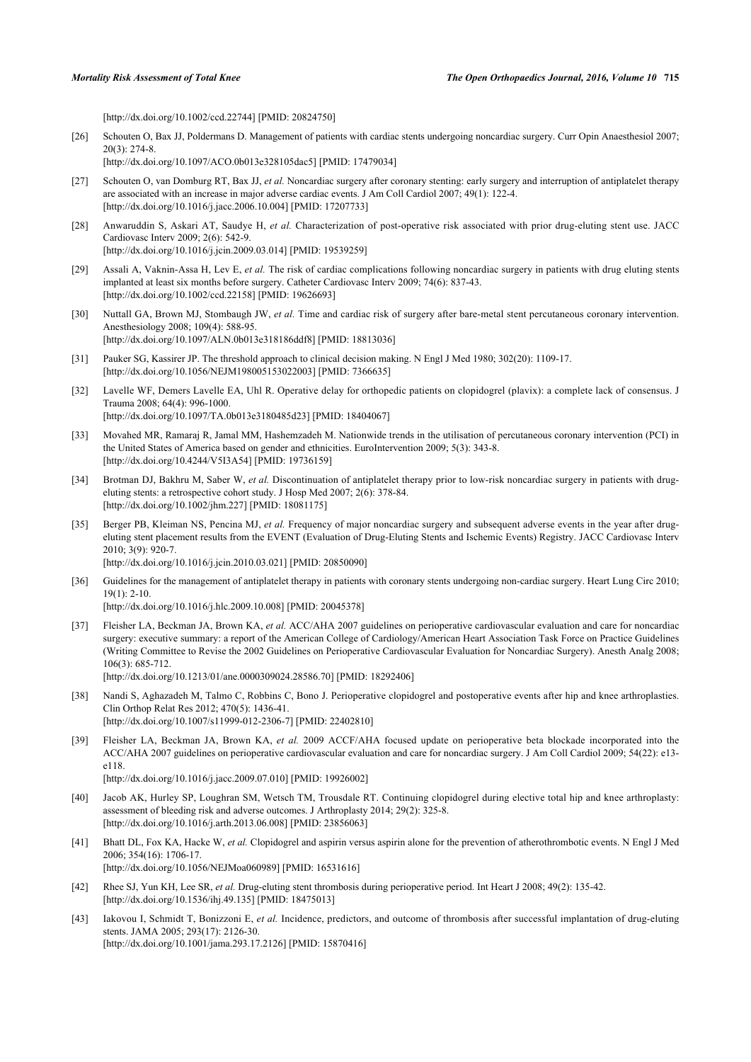[http://dx.doi.org/10.1002/ccd.22744] [PMID: 20824750]

[26] Schouten O, Bax JJ, Poldermans D. Management of patients with cardiac stents undergoing noncardiac surgery. Curr Opin Anaesthesiol 2007; 20(3): 274-8.
[http://dx.doi.org/10.1097/ACO.0b013e328105dac5] [PMID: 17479034]

[27] Schouten O, van Domburg RT, Bax JJ, *et al.* Noncardiac surgery after coronary stenting: early surgery and interruption of antiplatelet therapy are associated with an increase in major adverse cardiac events. J Am Coll Cardiol 2007; 49(1): 122-4.
[http://dx.doi.org/10.1016/j.jacc.2006.10.004] [PMID: 17207733]

[28] Anwaruddin S, Askari AT, Saudye H, *et al.* Characterization of post-operative risk associated with prior drug-eluting stent use. JACC Cardiovasc Interv 2009; 2(6): 542-9.
[http://dx.doi.org/10.1016/j.jcin.2009.03.014] [PMID: 19539259]

[29] Assali A, Vaknin-Assa H, Lev E, *et al.* The risk of cardiac complications following noncardiac surgery in patients with drug eluting stents implanted at least six months before surgery. Catheter Cardiovasc Interv 2009; 74(6): 837-43.
[http://dx.doi.org/10.1002/ccd.22158] [PMID: 19626693]

[30] Nuttall GA, Brown MJ, Stombaugh JW, *et al.* Time and cardiac risk of surgery after bare-metal stent percutaneous coronary intervention. Anesthesiology 2008; 109(4): 588-95.
[http://dx.doi.org/10.1097/ALN.0b013e318186ddf8] [PMID: 18813036]

[31] Pauker SG, Kassirer JP. The threshold approach to clinical decision making. N Engl J Med 1980; 302(20): 1109-17.
[http://dx.doi.org/10.1056/NEJM198005153022003] [PMID: 7366635]

[32] Lavelle WF, Demers Lavelle EA, Uhl R. Operative delay for orthopedic patients on clopidogrel (plavix): a complete lack of consensus. J Trauma 2008; 64(4): 996-1000.
[http://dx.doi.org/10.1097/TA.0b013e3180485d23] [PMID: 18404067]

[33] Movahed MR, Ramaraj R, Jamal MM, Hashemzadeh M. Nationwide trends in the utilisation of percutaneous coronary intervention (PCI) in the United States of America based on gender and ethnicities. EuroIntervention 2009; 5(3): 343-8.
[http://dx.doi.org/10.4244/V5I3A54] [PMID: 19736159]

[34] Brotman DJ, Bakhru M, Saber W, *et al.* Discontinuation of antiplatelet therapy prior to low-risk noncardiac surgery in patients with drug-eluting stents: a retrospective cohort study. J Hosp Med 2007; 2(6): 378-84.
[http://dx.doi.org/10.1002/jhm.227] [PMID: 18081175]

[35] Berger PB, Kleiman NS, Pencina MJ, *et al.* Frequency of major noncardiac surgery and subsequent adverse events in the year after drug-eluting stent placement results from the EVENT (Evaluation of Drug-Eluting Stents and Ischemic Events) Registry. JACC Cardiovasc Interv 2010; 3(9): 920-7.
[http://dx.doi.org/10.1016/j.jcin.2010.03.021] [PMID: 20850090]

[36] Guidelines for the management of antiplatelet therapy in patients with coronary stents undergoing non-cardiac surgery. Heart Lung Circ 2010; 19(1): 2-10.
[http://dx.doi.org/10.1016/j.hlc.2009.10.008] [PMID: 20045378]

[37] Fleisher LA, Beckman JA, Brown KA, *et al.* ACC/AHA 2007 guidelines on perioperative cardiovascular evaluation and care for noncardiac surgery: executive summary: a report of the American College of Cardiology/American Heart Association Task Force on Practice Guidelines (Writing Committee to Revise the 2002 Guidelines on Perioperative Cardiovascular Evaluation for Noncardiac Surgery). Anesth Analg 2008; 106(3): 685-712.
[http://dx.doi.org/10.1213/01/ane.0000309024.28586.70] [PMID: 18292406]

[38] Nandi S, Aghazadeh M, Talmo C, Robbins C, Bono J. Perioperative clopidogrel and postoperative events after hip and knee arthroplasties. Clin Orthop Relat Res 2012; 470(5): 1436-41.
[http://dx.doi.org/10.1007/s11999-012-2306-7] [PMID: 22402810]

[39] Fleisher LA, Beckman JA, Brown KA, *et al.* 2009 ACCF/AHA focused update on perioperative beta blockade incorporated into the ACC/AHA 2007 guidelines on perioperative cardiovascular evaluation and care for noncardiac surgery. J Am Coll Cardiol 2009; 54(22): e13-e118.
[http://dx.doi.org/10.1016/j.jacc.2009.07.010] [PMID: 19926002]

[40] Jacob AK, Hurley SP, Loughran SM, Wetsch TM, Trousdale RT. Continuing clopidogrel during elective total hip and knee arthroplasty: assessment of bleeding risk and adverse outcomes. J Arthroplasty 2014; 29(2): 325-8.
[http://dx.doi.org/10.1016/j.arth.2013.06.008] [PMID: 23856063]

[41] Bhatt DL, Fox KA, Hacke W, *et al.* Clopidogrel and aspirin versus aspirin alone for the prevention of atherothrombotic events. N Engl J Med 2006; 354(16): 1706-17.
[http://dx.doi.org/10.1056/NEJMoa060989] [PMID: 16531616]

[42] Rhee SJ, Yun KH, Lee SR, *et al.* Drug-eluting stent thrombosis during perioperative period. Int Heart J 2008; 49(2): 135-42.
[http://dx.doi.org/10.1536/ihj.49.135] [PMID: 18475013]

[43] Iakovou I, Schmidt T, Bonizzoni E, *et al.* Incidence, predictors, and outcome of thrombosis after successful implantation of drug-eluting stents. JAMA 2005; 293(17): 2126-30.
[http://dx.doi.org/10.1001/jama.293.17.2126] [PMID: 15870416]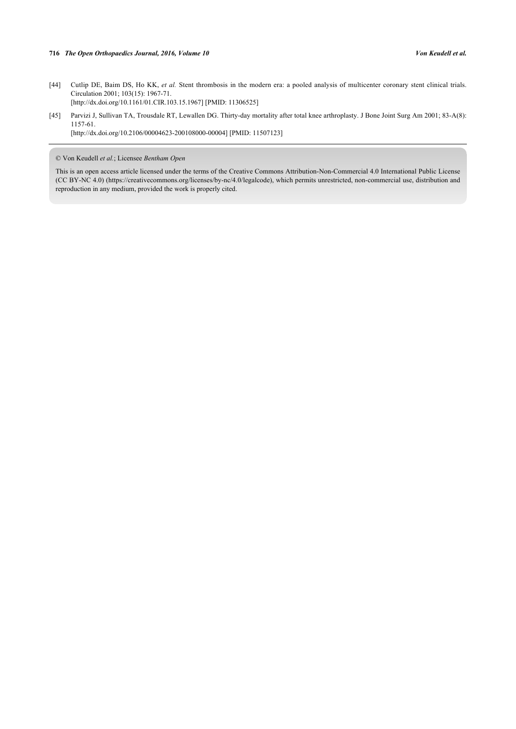[44] Cutlip DE, Baim DS, Ho KK, *et al.* Stent thrombosis in the modern era: a pooled analysis of multicenter coronary stent clinical trials. Circulation 2001; 103(15): 1967-71.
[http://dx.doi.org/10.1161/01.CIR.103.15.1967] [PMID: 11306525]

[45] Parvizi J, Sullivan TA, Trousdale RT, Lewallen DG. Thirty-day mortality after total knee arthroplasty. J Bone Joint Surg Am 2001; 83-A(8): 1157-61.
[http://dx.doi.org/10.2106/00004623-200108000-00004] [PMID: 11507123]

---

© Von Keudell *et al.*; Licensee *Bentham Open*

This is an open access article licensed under the terms of the Creative Commons Attribution-Non-Commercial 4.0 International Public License (CC BY-NC 4.0) (https://creativecommons.org/licenses/by-nc/4.0/legalcode), which permits unrestricted, non-commercial use, distribution and reproduction in any medium, provided the work is properly cited.